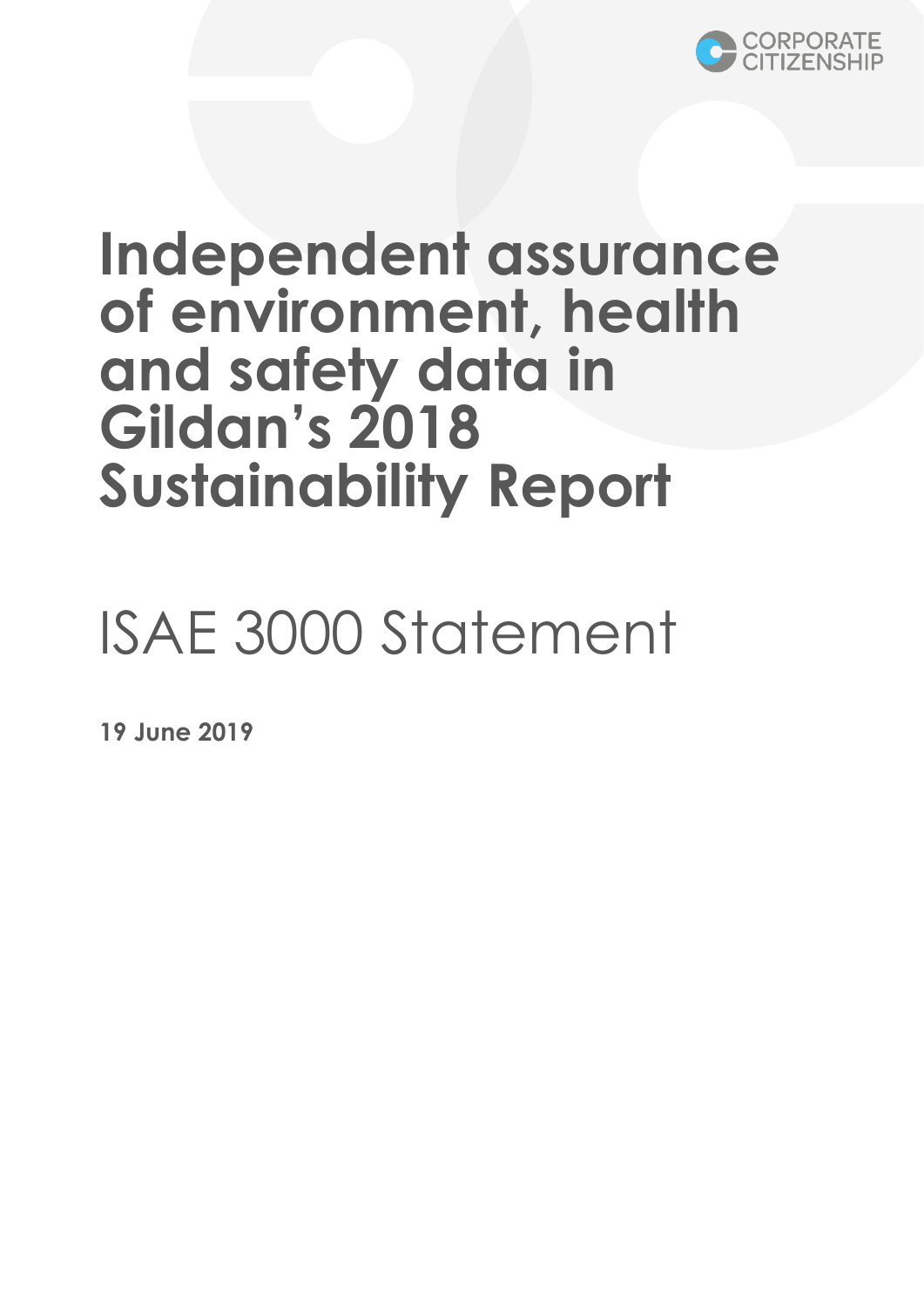CORPORATE CITIZENSHIP

# Independent assurance of environment, health and safety data in Gildan's 2018 Sustainability Report

## ISAE 3000 Statement

**19 June 2019**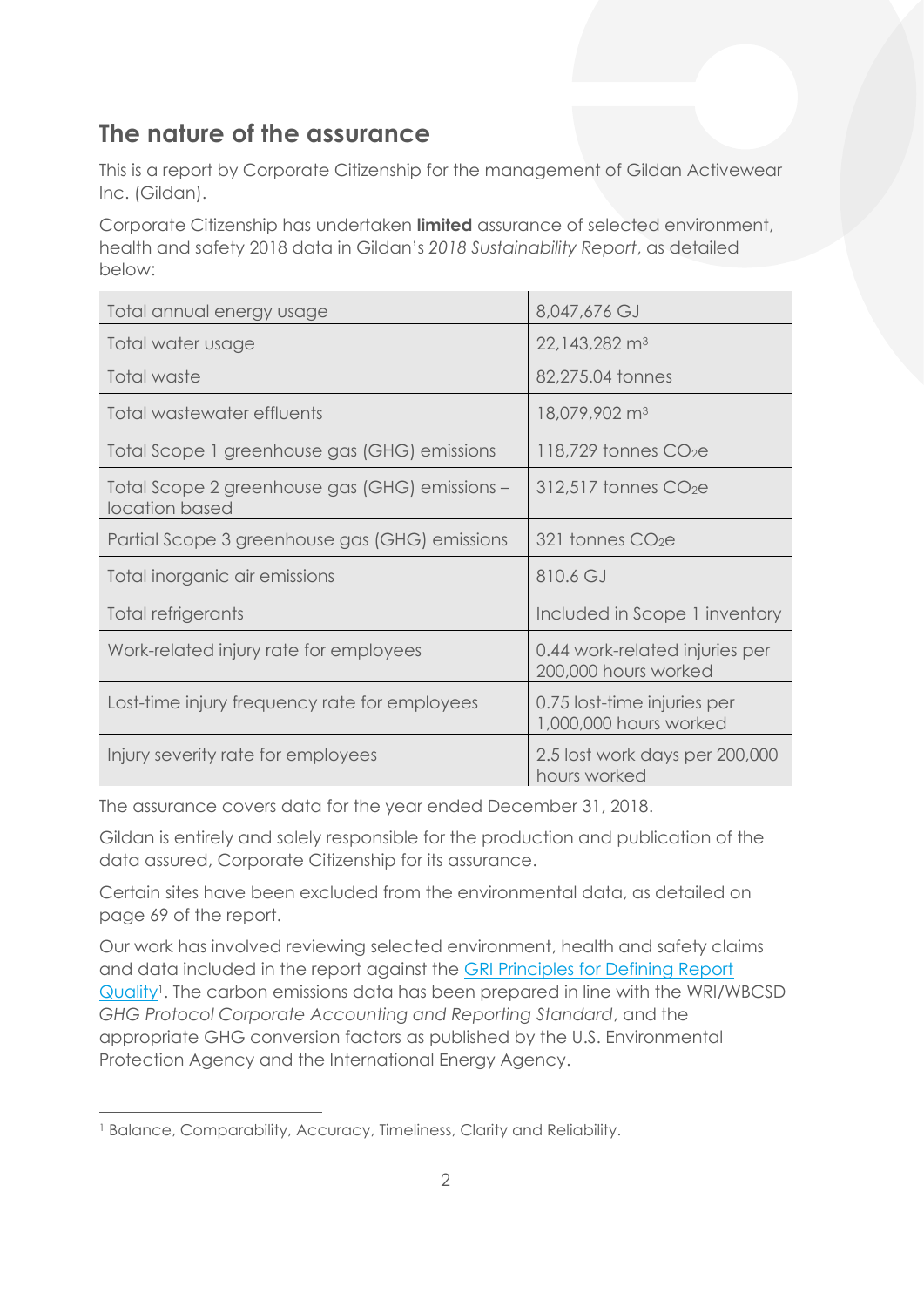## The nature of the assurance

This is a report by Corporate Citizenship for the management of Gildan Activewear Inc. (Gildan).

Corporate Citizenship has undertaken **limited** assurance of selected environment, health and safety 2018 data in Gildan's *2018 Sustainability Report*, as detailed below:

| | |
|---|---|
| Total annual energy usage | 8,047,676 GJ |
| Total water usage | 22,143,282 $m^3$ |
| Total waste | 82,275.04 tonnes |
| Total wastewater effluents | 18,079,902 $m^3$ |
| Total Scope 1 greenhouse gas (GHG) emissions | 118,729 tonnes $CO_2e$ |
| Total Scope 2 greenhouse gas (GHG) emissions – location based | 312,517 tonnes $CO_2e$ |
| Partial Scope 3 greenhouse gas (GHG) emissions | 321 tonnes $CO_2e$ |
| Total inorganic air emissions | 810.6 GJ |
| Total refrigerants | Included in Scope 1 inventory |
| Work-related injury rate for employees | 0.44 work-related injuries per 200,000 hours worked |
| Lost-time injury frequency rate for employees | 0.75 lost-time injuries per 1,000,000 hours worked |
| Injury severity rate for employees | 2.5 lost work days per 200,000 hours worked |

The assurance covers data for the year ended December 31, 2018.

Gildan is entirely and solely responsible for the production and publication of the data assured, Corporate Citizenship for its assurance.

Certain sites have been excluded from the environmental data, as detailed on page 69 of the report.

Our work has involved reviewing selected environment, health and safety claims and data included in the report against the GRI Principles for Defining Report Quality[1]. The carbon emissions data has been prepared in line with the WRI/WBCSD *GHG Protocol Corporate Accounting and Reporting Standard*, and the appropriate GHG conversion factors as published by the U.S. Environmental Protection Agency and the International Energy Agency.

[1] Balance, Comparability, Accuracy, Timeliness, Clarity and Reliability.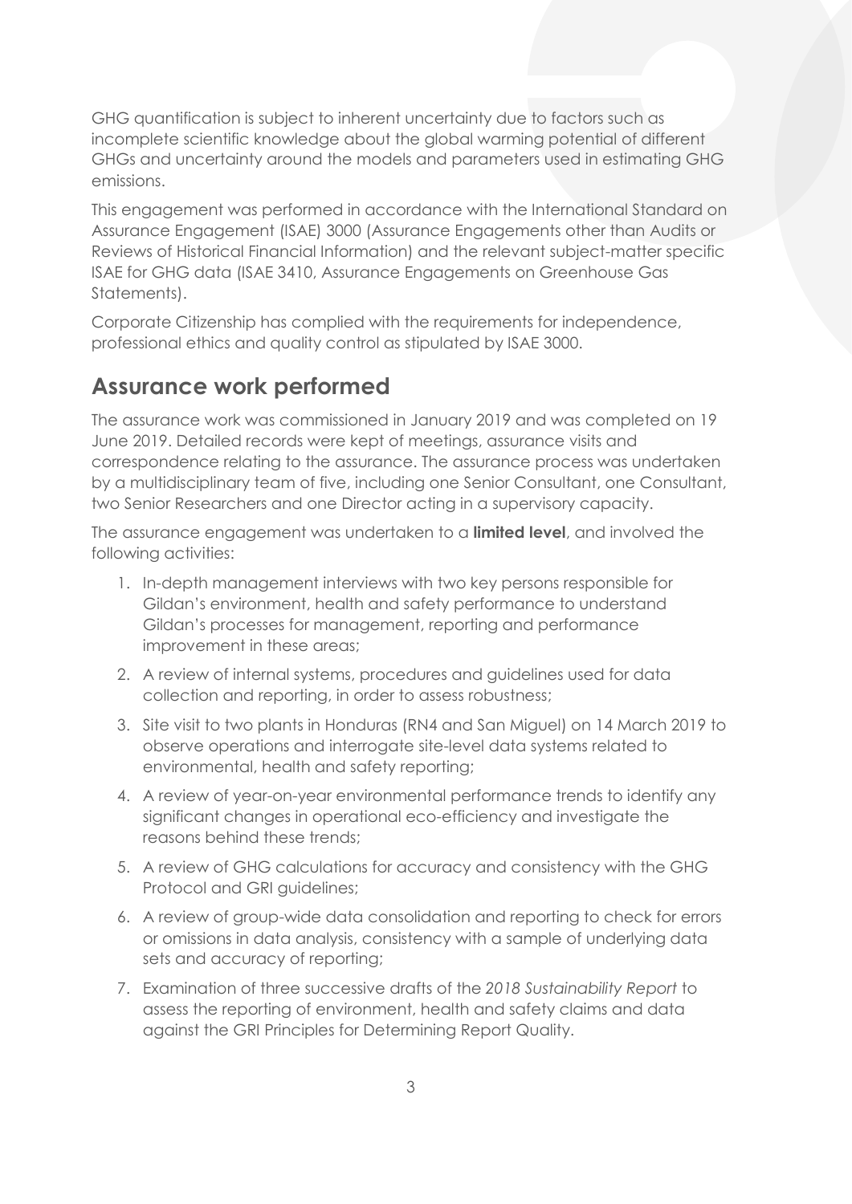GHG quantification is subject to inherent uncertainty due to factors such as incomplete scientific knowledge about the global warming potential of different GHGs and uncertainty around the models and parameters used in estimating GHG emissions.

This engagement was performed in accordance with the International Standard on Assurance Engagement (ISAE) 3000 (Assurance Engagements other than Audits or Reviews of Historical Financial Information) and the relevant subject-matter specific ISAE for GHG data (ISAE 3410, Assurance Engagements on Greenhouse Gas Statements).

Corporate Citizenship has complied with the requirements for independence, professional ethics and quality control as stipulated by ISAE 3000.

## Assurance work performed

The assurance work was commissioned in January 2019 and was completed on 19 June 2019. Detailed records were kept of meetings, assurance visits and correspondence relating to the assurance. The assurance process was undertaken by a multidisciplinary team of five, including one Senior Consultant, one Consultant, two Senior Researchers and one Director acting in a supervisory capacity.

The assurance engagement was undertaken to a **limited level**, and involved the following activities:

1. In-depth management interviews with two key persons responsible for Gildan's environment, health and safety performance to understand Gildan's processes for management, reporting and performance improvement in these areas;
2. A review of internal systems, procedures and guidelines used for data collection and reporting, in order to assess robustness;
3. Site visit to two plants in Honduras (RN4 and San Miguel) on 14 March 2019 to observe operations and interrogate site-level data systems related to environmental, health and safety reporting;
4. A review of year-on-year environmental performance trends to identify any significant changes in operational eco-efficiency and investigate the reasons behind these trends;
5. A review of GHG calculations for accuracy and consistency with the GHG Protocol and GRI guidelines;
6. A review of group-wide data consolidation and reporting to check for errors or omissions in data analysis, consistency with a sample of underlying data sets and accuracy of reporting;
7. Examination of three successive drafts of the *2018 Sustainability Report* to assess the reporting of environment, health and safety claims and data against the GRI Principles for Determining Report Quality.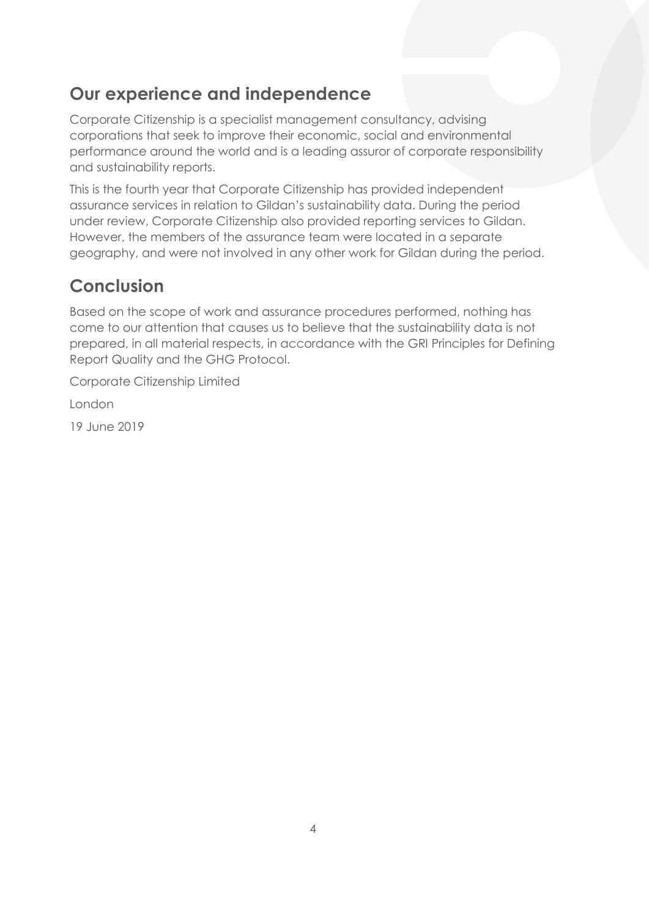## Our experience and independence

Corporate Citizenship is a specialist management consultancy, advising corporations that seek to improve their economic, social and environmental performance around the world and is a leading assuror of corporate responsibility and sustainability reports.

This is the fourth year that Corporate Citizenship has provided independent assurance services in relation to Gildan's sustainability data. During the period under review, Corporate Citizenship also provided reporting services to Gildan. However, the members of the assurance team were located in a separate geography, and were not involved in any other work for Gildan during the period.

## Conclusion

Based on the scope of work and assurance procedures performed, nothing has come to our attention that causes us to believe that the sustainability data is not prepared, in all material respects, in accordance with the GRI Principles for Defining Report Quality and the GHG Protocol.

Corporate Citizenship Limited

London

19 June 2019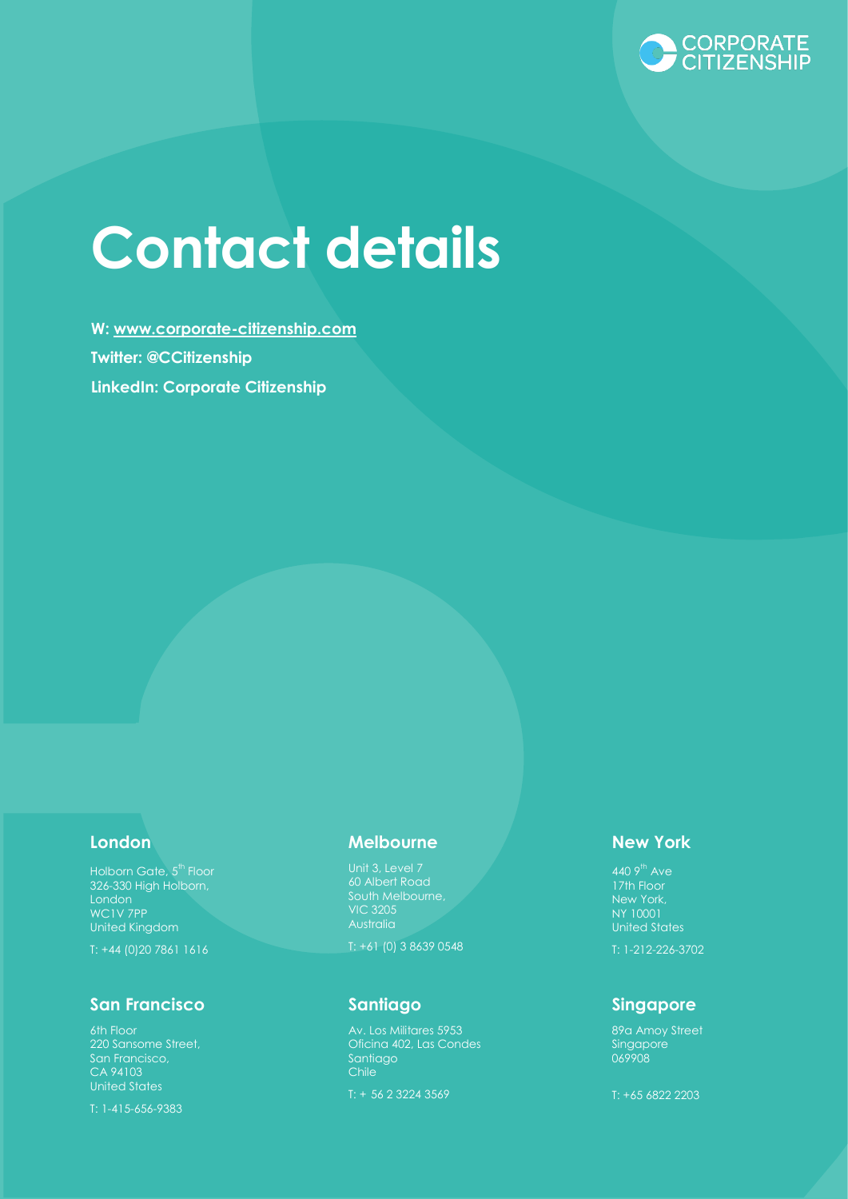# Contact details

**W: www.corporate-citizenship.com**

**Twitter: @CCitizenship**

**LinkedIn: Corporate Citizenship**

## London

Holborn Gate, 5th Floor
326-330 High Holborn,
London
WC1V 7PP
United Kingdom

T: +44 (0)20 7861 1616

## Melbourne

Unit 3, Level 7
60 Albert Road
South Melbourne,
VIC 3205
Australia

T: +61 (0) 3 8639 0548

## New York

440 9th Ave
17th Floor
New York,
NY 10001
United States

T: 1-212-226-3702

## San Francisco

6th Floor
220 Sansome Street,
San Francisco,
CA 94103
United States

T: 1-415-656-9383

## Santiago

Av. Los Militares 5953
Oficina 402, Las Condes
Santiago
Chile

T: + 56 2 3224 3569

## Singapore

89a Amoy Street
Singapore
069908

T: +65 6822 2203